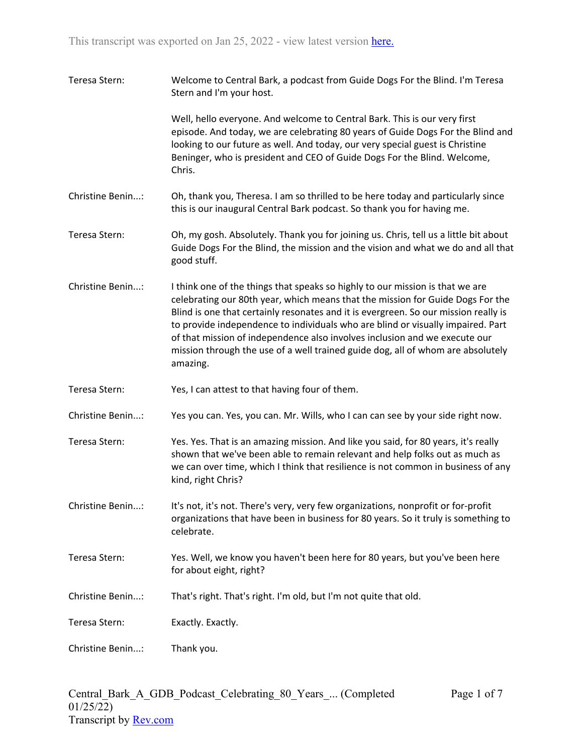This transcript was exported on Jan 25, 2022 - view latest version here.

Teresa Stern: Welcome to Central Bark, a podcast from Guide Dogs For the Blind. I'm Teresa Stern and I'm your host.

Well, hello everyone. And welcome to Central Bark. This is our very first episode. And today, we are celebrating 80 years of Guide Dogs For the Blind and looking to our future as well. And today, our very special guest is Christine Beninger, who is president and CEO of Guide Dogs For the Blind. Welcome, Chris.

Christine Benin...: Oh, thank you, Theresa. I am so thrilled to be here today and particularly since this is our inaugural Central Bark podcast. So thank you for having me.

Teresa Stern: Oh, my gosh. Absolutely. Thank you for joining us. Chris, tell us a little bit about Guide Dogs For the Blind, the mission and the vision and what we do and all that good stuff.

Christine Benin...: I think one of the things that speaks so highly to our mission is that we are celebrating our 80th year, which means that the mission for Guide Dogs For the Blind is one that certainly resonates and it is evergreen. So our mission really is to provide independence to individuals who are blind or visually impaired. Part of that mission of independence also involves inclusion and we execute our mission through the use of a well trained guide dog, all of whom are absolutely amazing.

Teresa Stern: Yes, I can attest to that having four of them.

Christine Benin...: Yes you can. Yes, you can. Mr. Wills, who I can can see by your side right now.

Teresa Stern: Yes. Yes. That is an amazing mission. And like you said, for 80 years, it's really shown that we've been able to remain relevant and help folks out as much as we can over time, which I think that resilience is not common in business of any kind, right Chris?

Christine Benin...: It's not, it's not. There's very, very few organizations, nonprofit or for-profit organizations that have been in business for 80 years. So it truly is something to celebrate.

Teresa Stern: Yes. Well, we know you haven't been here for 80 years, but you've been here for about eight, right?

Christine Benin...: That's right. That's right. I'm old, but I'm not quite that old.

Teresa Stern: Exactly. Exactly.

Christine Benin...: Thank you.

Central_Bark_A_GDB_Podcast_Celebrating_80_Years_... (Completed 01/25/22)
Transcript by Rev.com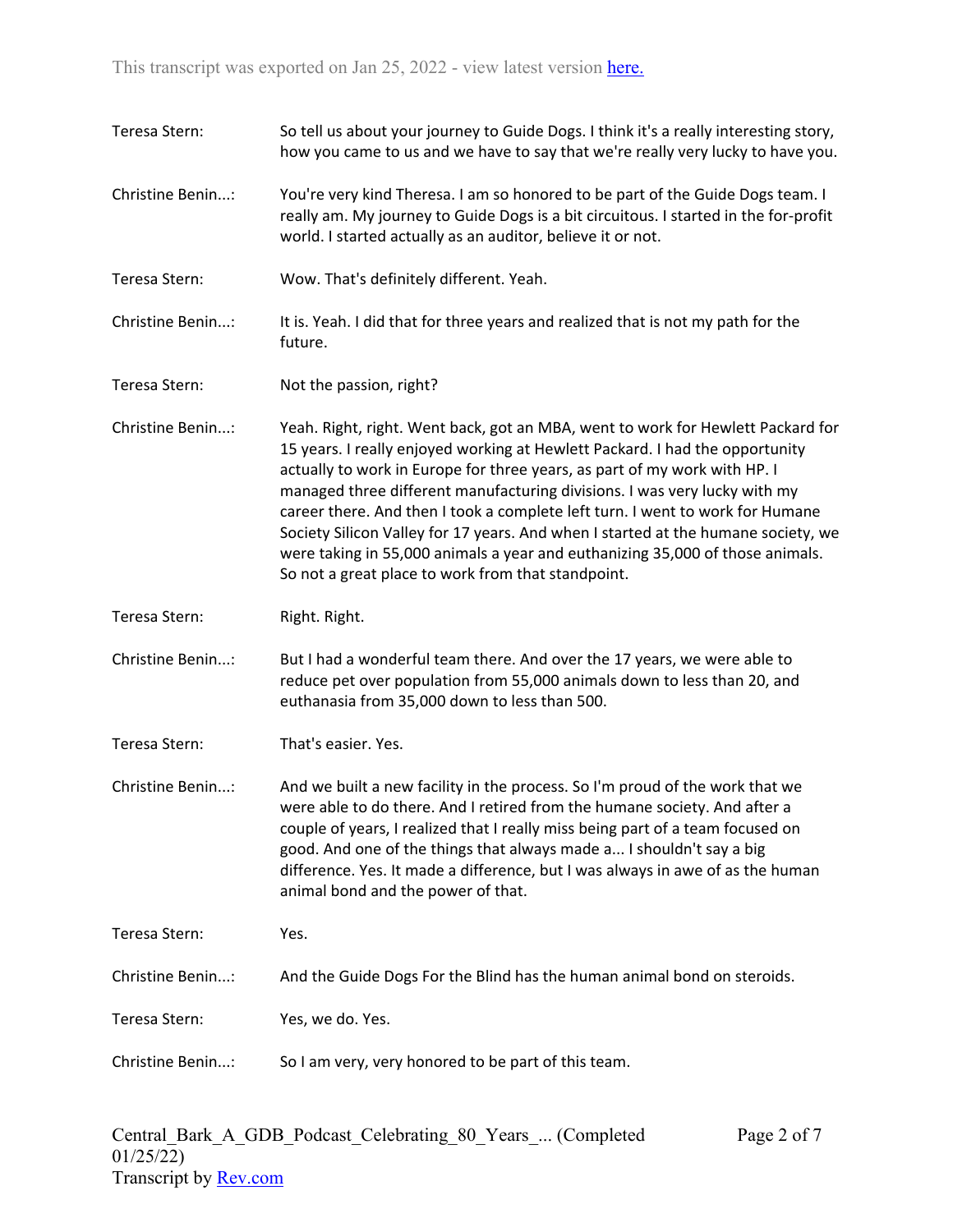Teresa Stern: So tell us about your journey to Guide Dogs. I think it's a really interesting story, how you came to us and we have to say that we're really very lucky to have you.

Christine Benin...: You're very kind Theresa. I am so honored to be part of the Guide Dogs team. I really am. My journey to Guide Dogs is a bit circuitous. I started in the for-profit world. I started actually as an auditor, believe it or not.

Teresa Stern: Wow. That's definitely different. Yeah.

Christine Benin...: It is. Yeah. I did that for three years and realized that is not my path for the future.

Teresa Stern: Not the passion, right?

Christine Benin...: Yeah. Right, right. Went back, got an MBA, went to work for Hewlett Packard for 15 years. I really enjoyed working at Hewlett Packard. I had the opportunity actually to work in Europe for three years, as part of my work with HP. I managed three different manufacturing divisions. I was very lucky with my career there. And then I took a complete left turn. I went to work for Humane Society Silicon Valley for 17 years. And when I started at the humane society, we were taking in 55,000 animals a year and euthanizing 35,000 of those animals. So not a great place to work from that standpoint.

Teresa Stern: Right. Right.

Christine Benin...: But I had a wonderful team there. And over the 17 years, we were able to reduce pet over population from 55,000 animals down to less than 20, and euthanasia from 35,000 down to less than 500.

Teresa Stern: That's easier. Yes.

Christine Benin...: And we built a new facility in the process. So I'm proud of the work that we were able to do there. And I retired from the humane society. And after a couple of years, I realized that I really miss being part of a team focused on good. And one of the things that always made a... I shouldn't say a big difference. Yes. It made a difference, but I was always in awe of as the human animal bond and the power of that.

Teresa Stern: Yes.

Christine Benin...: And the Guide Dogs For the Blind has the human animal bond on steroids.

Teresa Stern: Yes, we do. Yes.

Christine Benin...: So I am very, very honored to be part of this team.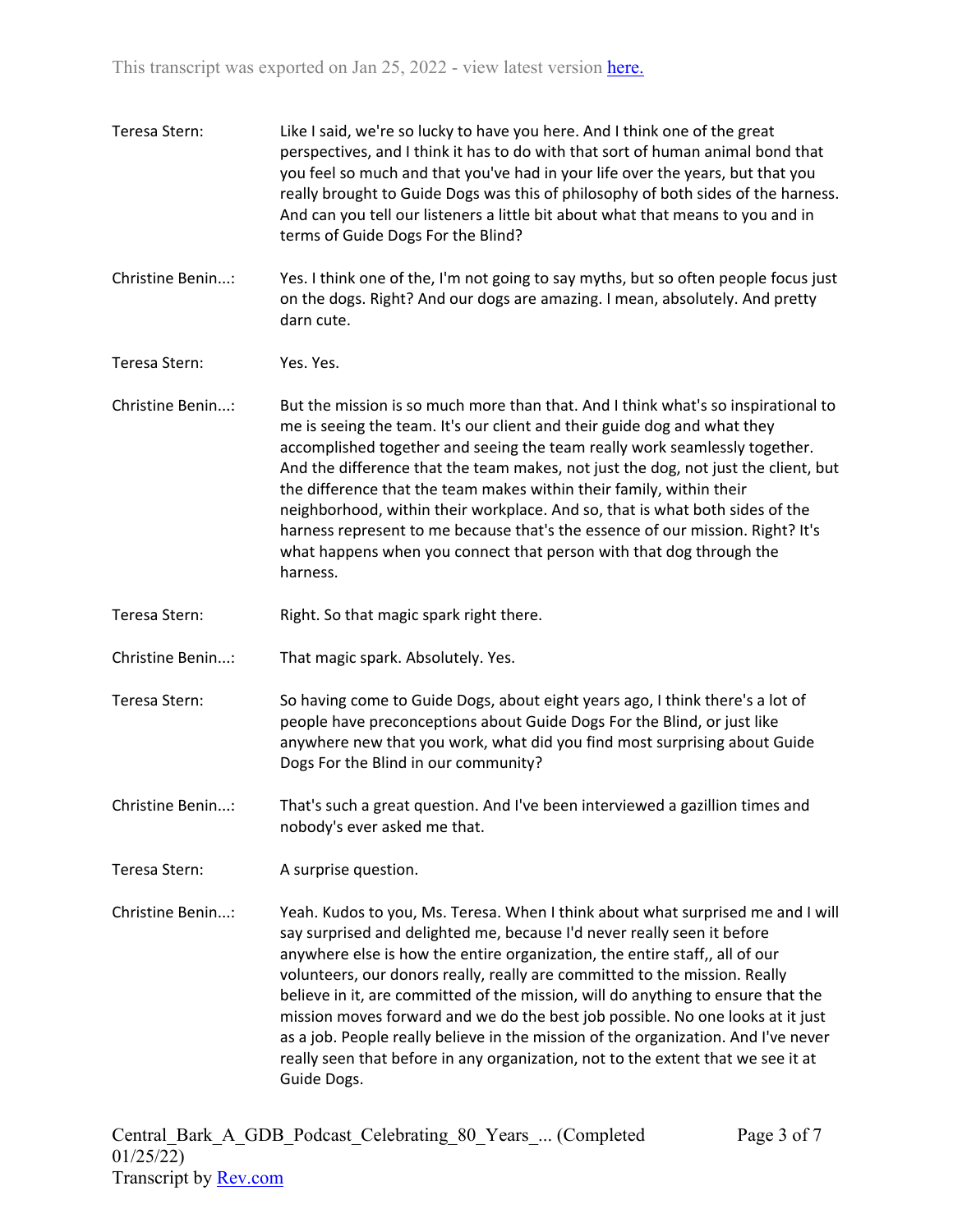Teresa Stern: Like I said, we're so lucky to have you here. And I think one of the great perspectives, and I think it has to do with that sort of human animal bond that you feel so much and that you've had in your life over the years, but that you really brought to Guide Dogs was this of philosophy of both sides of the harness. And can you tell our listeners a little bit about what that means to you and in terms of Guide Dogs For the Blind?

Christine Benin...: Yes. I think one of the, I'm not going to say myths, but so often people focus just on the dogs. Right? And our dogs are amazing. I mean, absolutely. And pretty darn cute.

Teresa Stern: Yes. Yes.

Christine Benin...: But the mission is so much more than that. And I think what's so inspirational to me is seeing the team. It's our client and their guide dog and what they accomplished together and seeing the team really work seamlessly together. And the difference that the team makes, not just the dog, not just the client, but the difference that the team makes within their family, within their neighborhood, within their workplace. And so, that is what both sides of the harness represent to me because that's the essence of our mission. Right? It's what happens when you connect that person with that dog through the harness.

Teresa Stern: Right. So that magic spark right there.

Christine Benin...: That magic spark. Absolutely. Yes.

Teresa Stern: So having come to Guide Dogs, about eight years ago, I think there's a lot of people have preconceptions about Guide Dogs For the Blind, or just like anywhere new that you work, what did you find most surprising about Guide Dogs For the Blind in our community?

Christine Benin...: That's such a great question. And I've been interviewed a gazillion times and nobody's ever asked me that.

Teresa Stern: A surprise question.

Christine Benin...: Yeah. Kudos to you, Ms. Teresa. When I think about what surprised me and I will say surprised and delighted me, because I'd never really seen it before anywhere else is how the entire organization, the entire staff,, all of our volunteers, our donors really, really are committed to the mission. Really believe in it, are committed of the mission, will do anything to ensure that the mission moves forward and we do the best job possible. No one looks at it just as a job. People really believe in the mission of the organization. And I've never really seen that before in any organization, not to the extent that we see it at Guide Dogs.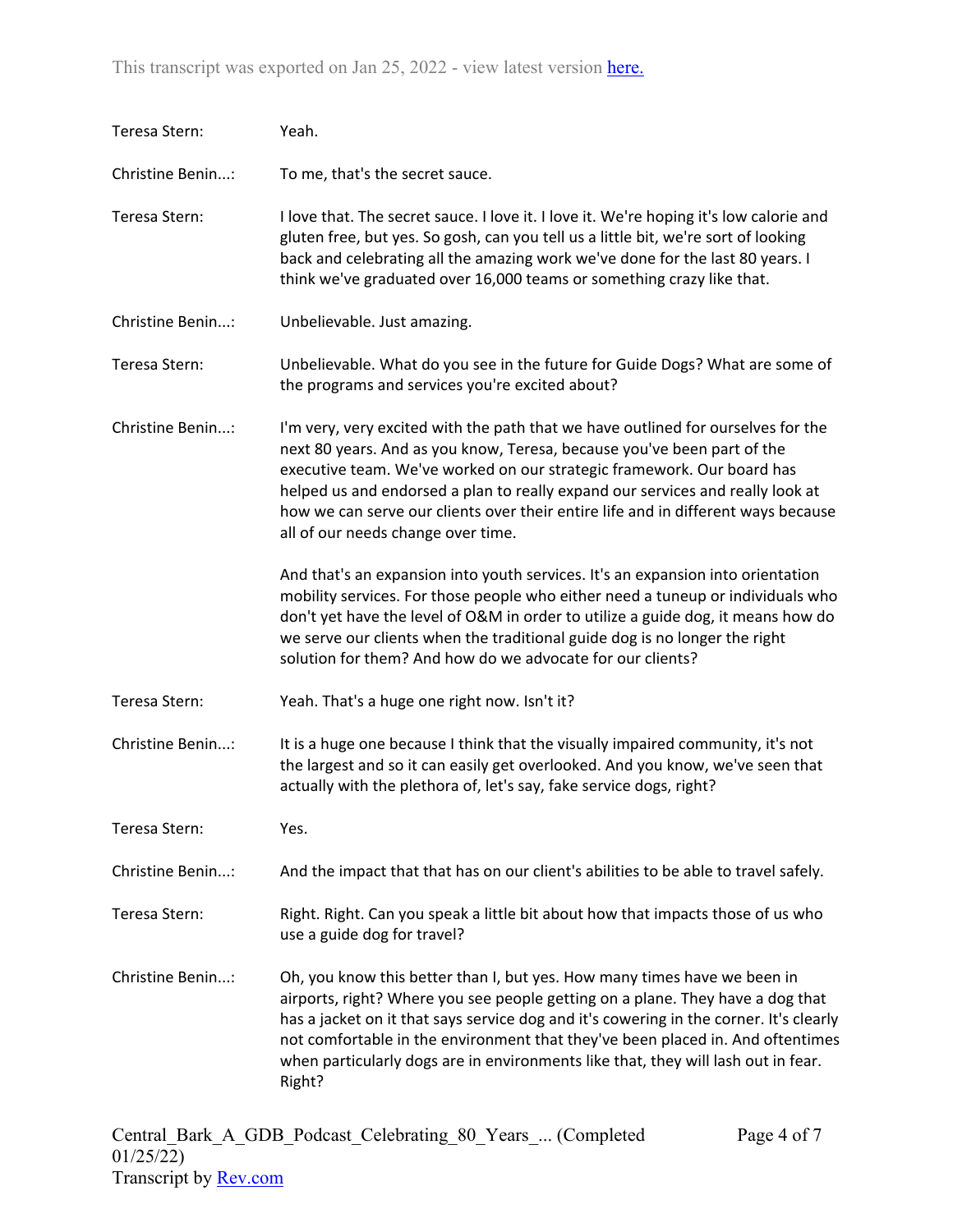Teresa Stern: Yeah.

Christine Benin...: To me, that's the secret sauce.

Teresa Stern: I love that. The secret sauce. I love it. I love it. We're hoping it's low calorie and gluten free, but yes. So gosh, can you tell us a little bit, we're sort of looking back and celebrating all the amazing work we've done for the last 80 years. I think we've graduated over 16,000 teams or something crazy like that.

Christine Benin...: Unbelievable. Just amazing.

Teresa Stern: Unbelievable. What do you see in the future for Guide Dogs? What are some of the programs and services you're excited about?

Christine Benin...: I'm very, very excited with the path that we have outlined for ourselves for the next 80 years. And as you know, Teresa, because you've been part of the executive team. We've worked on our strategic framework. Our board has helped us and endorsed a plan to really expand our services and really look at how we can serve our clients over their entire life and in different ways because all of our needs change over time.

And that's an expansion into youth services. It's an expansion into orientation mobility services. For those people who either need a tuneup or individuals who don't yet have the level of O&M in order to utilize a guide dog, it means how do we serve our clients when the traditional guide dog is no longer the right solution for them? And how do we advocate for our clients?

Teresa Stern: Yeah. That's a huge one right now. Isn't it?

Christine Benin...: It is a huge one because I think that the visually impaired community, it's not the largest and so it can easily get overlooked. And you know, we've seen that actually with the plethora of, let's say, fake service dogs, right?

Teresa Stern: Yes.

Christine Benin...: And the impact that that has on our client's abilities to be able to travel safely.

Teresa Stern: Right. Right. Can you speak a little bit about how that impacts those of us who use a guide dog for travel?

Christine Benin...: Oh, you know this better than I, but yes. How many times have we been in airports, right? Where you see people getting on a plane. They have a dog that has a jacket on it that says service dog and it's cowering in the corner. It's clearly not comfortable in the environment that they've been placed in. And oftentimes when particularly dogs are in environments like that, they will lash out in fear. Right?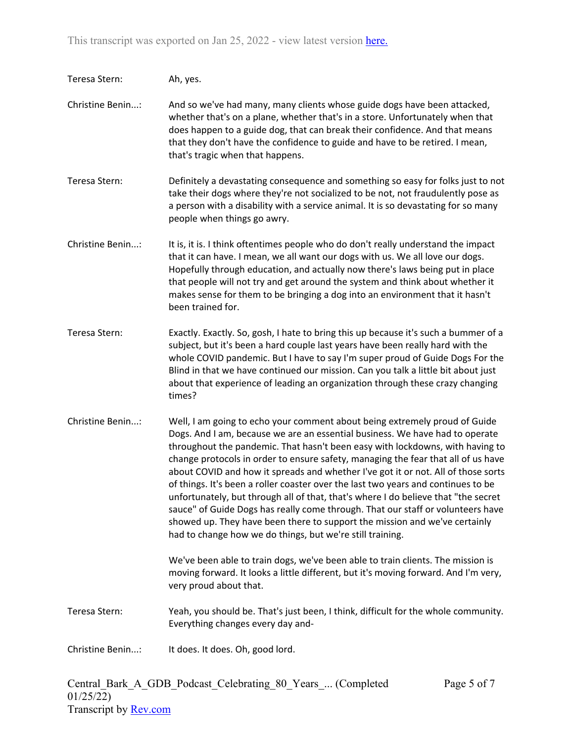Teresa Stern: Ah, yes.

Christine Benin...: And so we've had many, many clients whose guide dogs have been attacked, whether that's on a plane, whether that's in a store. Unfortunately when that does happen to a guide dog, that can break their confidence. And that means that they don't have the confidence to guide and have to be retired. I mean, that's tragic when that happens.

Teresa Stern: Definitely a devastating consequence and something so easy for folks just to not take their dogs where they're not socialized to be not, not fraudulently pose as a person with a disability with a service animal. It is so devastating for so many people when things go awry.

Christine Benin...: It is, it is. I think oftentimes people who do don't really understand the impact that it can have. I mean, we all want our dogs with us. We all love our dogs. Hopefully through education, and actually now there's laws being put in place that people will not try and get around the system and think about whether it makes sense for them to be bringing a dog into an environment that it hasn't been trained for.

Teresa Stern: Exactly. Exactly. So, gosh, I hate to bring this up because it's such a bummer of a subject, but it's been a hard couple last years have been really hard with the whole COVID pandemic. But I have to say I'm super proud of Guide Dogs For the Blind in that we have continued our mission. Can you talk a little bit about just about that experience of leading an organization through these crazy changing times?

Christine Benin...: Well, I am going to echo your comment about being extremely proud of Guide Dogs. And I am, because we are an essential business. We have had to operate throughout the pandemic. That hasn't been easy with lockdowns, with having to change protocols in order to ensure safety, managing the fear that all of us have about COVID and how it spreads and whether I've got it or not. All of those sorts of things. It's been a roller coaster over the last two years and continues to be unfortunately, but through all of that, that's where I do believe that "the secret sauce" of Guide Dogs has really come through. That our staff or volunteers have showed up. They have been there to support the mission and we've certainly had to change how we do things, but we're still training.

We've been able to train dogs, we've been able to train clients. The mission is moving forward. It looks a little different, but it's moving forward. And I'm very, very proud about that.

Teresa Stern: Yeah, you should be. That's just been, I think, difficult for the whole community. Everything changes every day and-

Christine Benin...: It does. It does. Oh, good lord.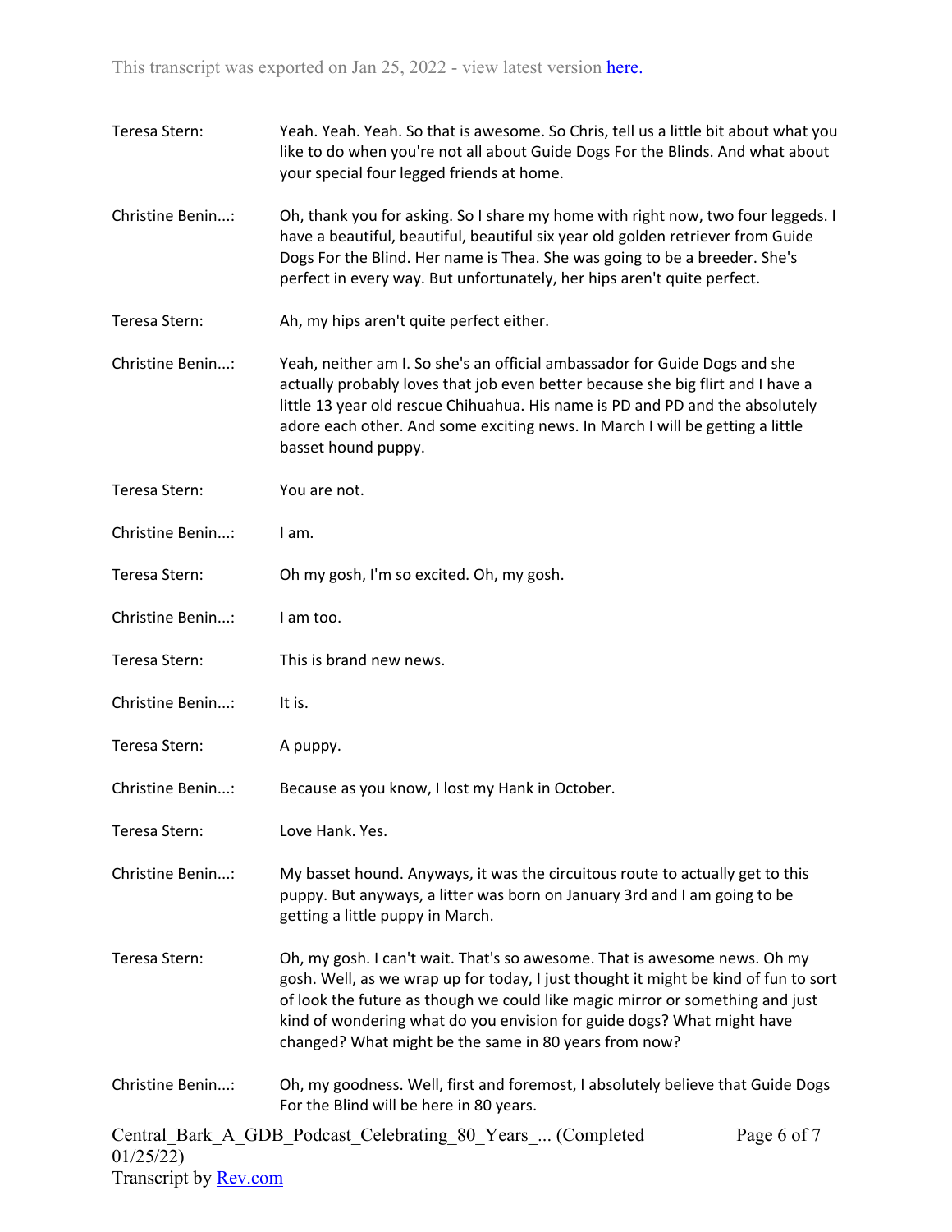Teresa Stern: Yeah. Yeah. Yeah. So that is awesome. So Chris, tell us a little bit about what you like to do when you're not all about Guide Dogs For the Blinds. And what about your special four legged friends at home.

Christine Benin...: Oh, thank you for asking. So I share my home with right now, two four leggeds. I have a beautiful, beautiful, beautiful six year old golden retriever from Guide Dogs For the Blind. Her name is Thea. She was going to be a breeder. She's perfect in every way. But unfortunately, her hips aren't quite perfect.

Teresa Stern: Ah, my hips aren't quite perfect either.

Christine Benin...: Yeah, neither am I. So she's an official ambassador for Guide Dogs and she actually probably loves that job even better because she big flirt and I have a little 13 year old rescue Chihuahua. His name is PD and PD and the absolutely adore each other. And some exciting news. In March I will be getting a little basset hound puppy.

Teresa Stern: You are not.

Christine Benin...: I am.

Teresa Stern: Oh my gosh, I'm so excited. Oh, my gosh.

Christine Benin...: I am too.

Teresa Stern: This is brand new news.

Christine Benin...: It is.

Teresa Stern: A puppy.

Christine Benin...: Because as you know, I lost my Hank in October.

Teresa Stern: Love Hank. Yes.

Christine Benin...: My basset hound. Anyways, it was the circuitous route to actually get to this puppy. But anyways, a litter was born on January 3rd and I am going to be getting a little puppy in March.

Teresa Stern: Oh, my gosh. I can't wait. That's so awesome. That is awesome news. Oh my gosh. Well, as we wrap up for today, I just thought it might be kind of fun to sort of look the future as though we could like magic mirror or something and just kind of wondering what do you envision for guide dogs? What might have changed? What might be the same in 80 years from now?

Christine Benin...: Oh, my goodness. Well, first and foremost, I absolutely believe that Guide Dogs For the Blind will be here in 80 years.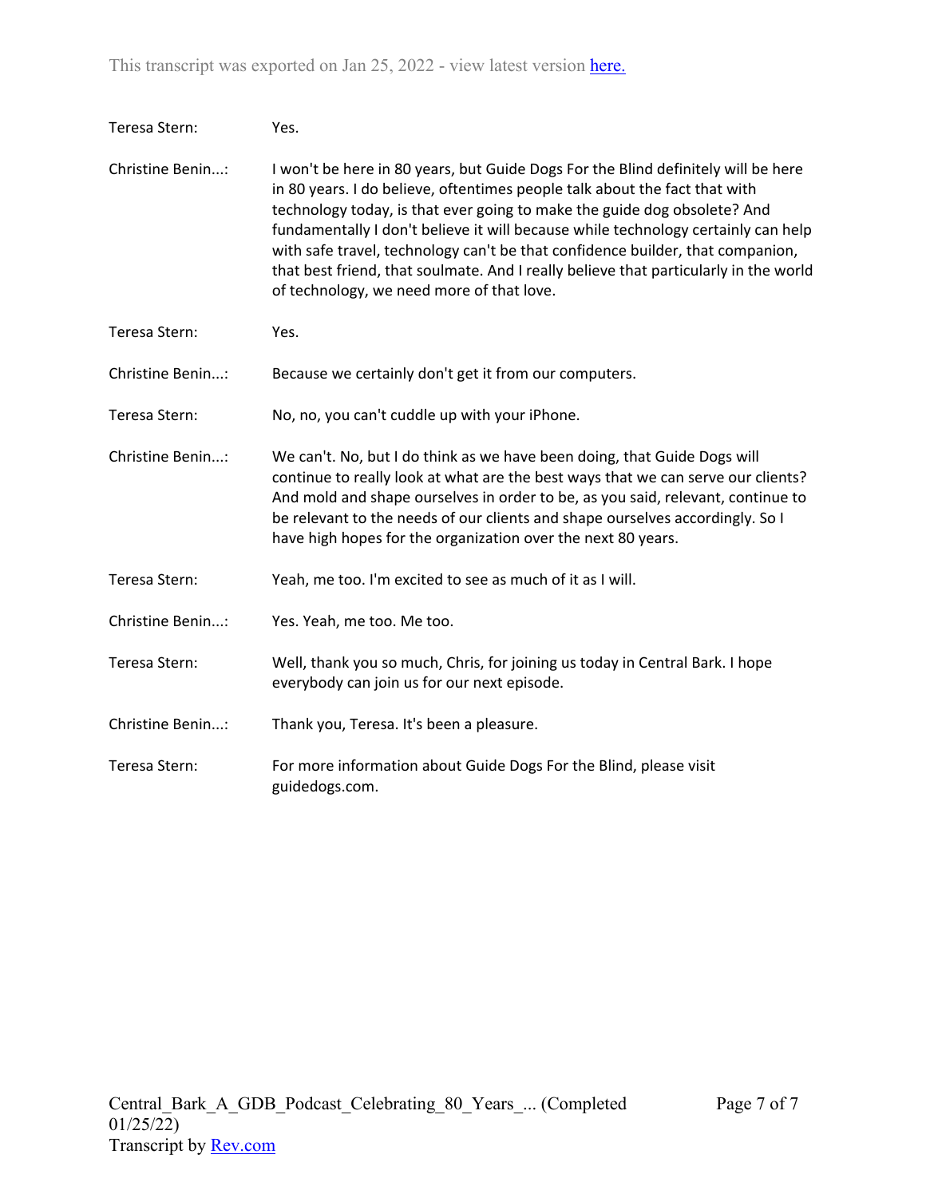Teresa Stern: Yes.

Christine Benin...: I won't be here in 80 years, but Guide Dogs For the Blind definitely will be here in 80 years. I do believe, oftentimes people talk about the fact that with technology today, is that ever going to make the guide dog obsolete? And fundamentally I don't believe it will because while technology certainly can help with safe travel, technology can't be that confidence builder, that companion, that best friend, that soulmate. And I really believe that particularly in the world of technology, we need more of that love.

Teresa Stern: Yes.

Christine Benin...: Because we certainly don't get it from our computers.

Teresa Stern: No, no, you can't cuddle up with your iPhone.

Christine Benin...: We can't. No, but I do think as we have been doing, that Guide Dogs will continue to really look at what are the best ways that we can serve our clients? And mold and shape ourselves in order to be, as you said, relevant, continue to be relevant to the needs of our clients and shape ourselves accordingly. So I have high hopes for the organization over the next 80 years.

Teresa Stern: Yeah, me too. I'm excited to see as much of it as I will.

Christine Benin...: Yes. Yeah, me too. Me too.

Teresa Stern: Well, thank you so much, Chris, for joining us today in Central Bark. I hope everybody can join us for our next episode.

Christine Benin...: Thank you, Teresa. It's been a pleasure.

Teresa Stern: For more information about Guide Dogs For the Blind, please visit guidedogs.com.